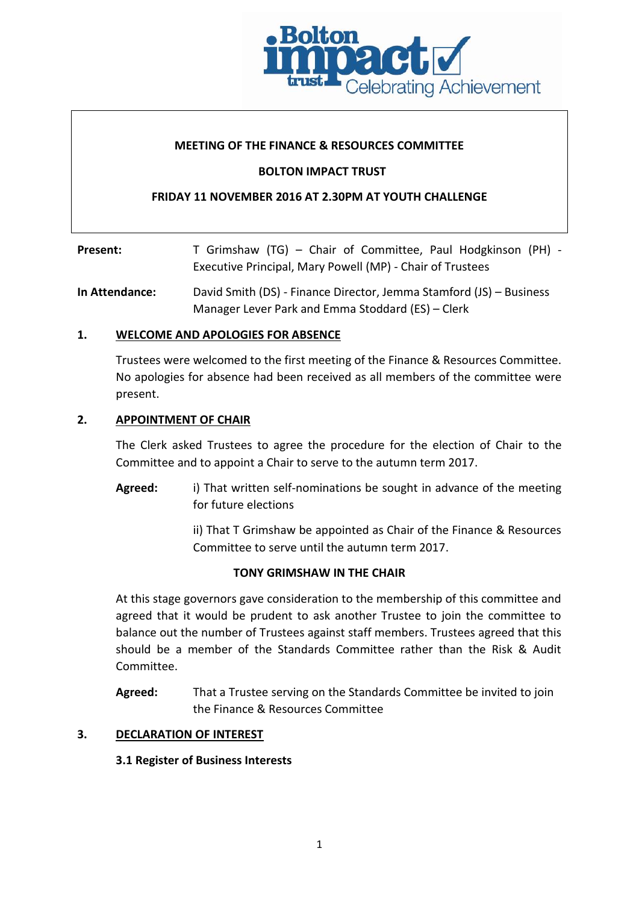**MEETING OF THE FINANCE & RESOURCES COMMITTEE**

**BOLTON IMPACT TRUST**

**FRIDAY 11 NOVEMBER 2016 AT 2.30PM AT YOUTH CHALLENGE**

**Present:** T Grimshaw (TG) – Chair of Committee, Paul Hodgkinson (PH) - Executive Principal, Mary Powell (MP) - Chair of Trustees

**In Attendance:** David Smith (DS) - Finance Director, Jemma Stamford (JS) – Business Manager Lever Park and Emma Stoddard (ES) – Clerk

## 1. WELCOME AND APOLOGIES FOR ABSENCE

Trustees were welcomed to the first meeting of the Finance & Resources Committee. No apologies for absence had been received as all members of the committee were present.

## 2. APPOINTMENT OF CHAIR

The Clerk asked Trustees to agree the procedure for the election of Chair to the Committee and to appoint a Chair to serve to the autumn term 2017.

**Agreed:** i) That written self-nominations be sought in advance of the meeting for future elections

ii) That T Grimshaw be appointed as Chair of the Finance & Resources Committee to serve until the autumn term 2017.

**TONY GRIMSHAW IN THE CHAIR**

At this stage governors gave consideration to the membership of this committee and agreed that it would be prudent to ask another Trustee to join the committee to balance out the number of Trustees against staff members. Trustees agreed that this should be a member of the Standards Committee rather than the Risk & Audit Committee.

**Agreed:** That a Trustee serving on the Standards Committee be invited to join the Finance & Resources Committee

## 3. DECLARATION OF INTEREST

### 3.1 Register of Business Interests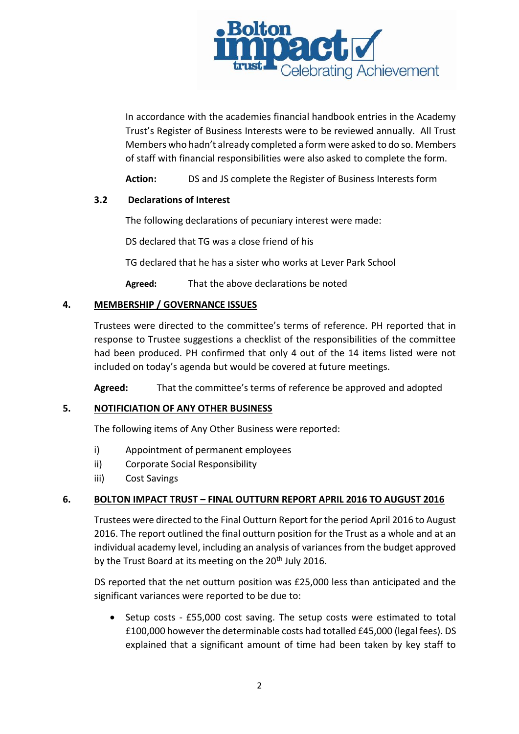In accordance with the academies financial handbook entries in the Academy Trust's Register of Business Interests were to be reviewed annually. All Trust Members who hadn't already completed a form were asked to do so. Members of staff with financial responsibilities were also asked to complete the form.

**Action:** DS and JS complete the Register of Business Interests form

**3.2 Declarations of Interest**

The following declarations of pecuniary interest were made:

DS declared that TG was a close friend of his

TG declared that he has a sister who works at Lever Park School

**Agreed:** That the above declarations be noted

## 4. MEMBERSHIP / GOVERNANCE ISSUES

Trustees were directed to the committee's terms of reference. PH reported that in response to Trustee suggestions a checklist of the responsibilities of the committee had been produced. PH confirmed that only 4 out of the 14 items listed were not included on today's agenda but would be covered at future meetings.

**Agreed:** That the committee's terms of reference be approved and adopted

## 5. NOTIFICIATION OF ANY OTHER BUSINESS

The following items of Any Other Business were reported:

i) Appointment of permanent employees
ii) Corporate Social Responsibility
iii) Cost Savings

## 6. BOLTON IMPACT TRUST – FINAL OUTTURN REPORT APRIL 2016 TO AUGUST 2016

Trustees were directed to the Final Outturn Report for the period April 2016 to August 2016. The report outlined the final outturn position for the Trust as a whole and at an individual academy level, including an analysis of variances from the budget approved by the Trust Board at its meeting on the 20th July 2016.

DS reported that the net outturn position was £25,000 less than anticipated and the significant variances were reported to be due to:

- Setup costs - £55,000 cost saving. The setup costs were estimated to total £100,000 however the determinable costs had totalled £45,000 (legal fees). DS explained that a significant amount of time had been taken by key staff to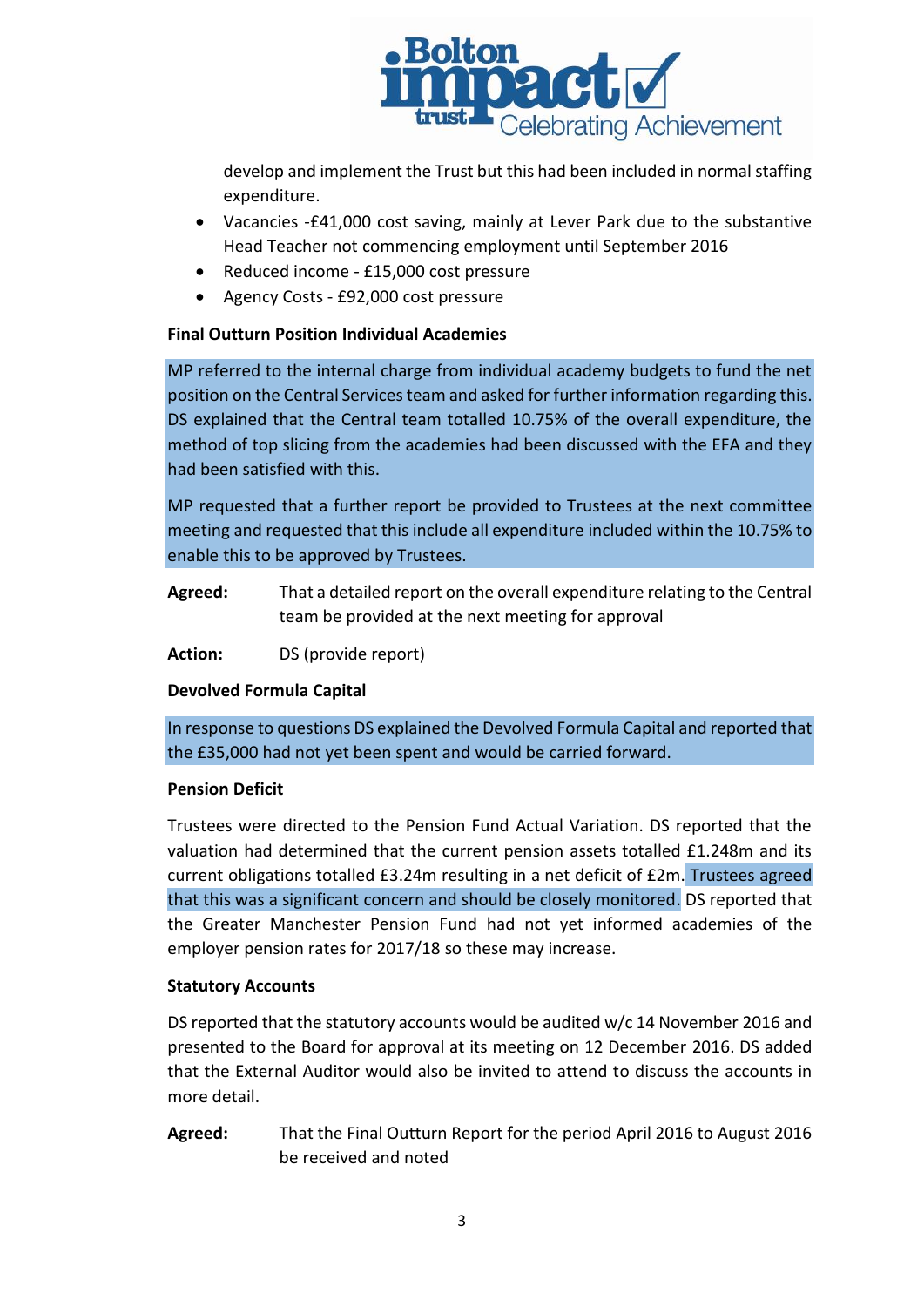develop and implement the Trust but this had been included in normal staffing expenditure.

- Vacancies -£41,000 cost saving, mainly at Lever Park due to the substantive Head Teacher not commencing employment until September 2016
- Reduced income - £15,000 cost pressure
- Agency Costs - £92,000 cost pressure

**Final Outturn Position Individual Academies**

MP referred to the internal charge from individual academy budgets to fund the net position on the Central Services team and asked for further information regarding this. DS explained that the Central team totalled 10.75% of the overall expenditure, the method of top slicing from the academies had been discussed with the EFA and they had been satisfied with this.

MP requested that a further report be provided to Trustees at the next committee meeting and requested that this include all expenditure included within the 10.75% to enable this to be approved by Trustees.

**Agreed:** That a detailed report on the overall expenditure relating to the Central team be provided at the next meeting for approval

**Action:** DS (provide report)

**Devolved Formula Capital**

In response to questions DS explained the Devolved Formula Capital and reported that the £35,000 had not yet been spent and would be carried forward.

**Pension Deficit**

Trustees were directed to the Pension Fund Actual Variation. DS reported that the valuation had determined that the current pension assets totalled £1.248m and its current obligations totalled £3.24m resulting in a net deficit of £2m. Trustees agreed that this was a significant concern and should be closely monitored. DS reported that the Greater Manchester Pension Fund had not yet informed academies of the employer pension rates for 2017/18 so these may increase.

**Statutory Accounts**

DS reported that the statutory accounts would be audited w/c 14 November 2016 and presented to the Board for approval at its meeting on 12 December 2016. DS added that the External Auditor would also be invited to attend to discuss the accounts in more detail.

**Agreed:** That the Final Outturn Report for the period April 2016 to August 2016 be received and noted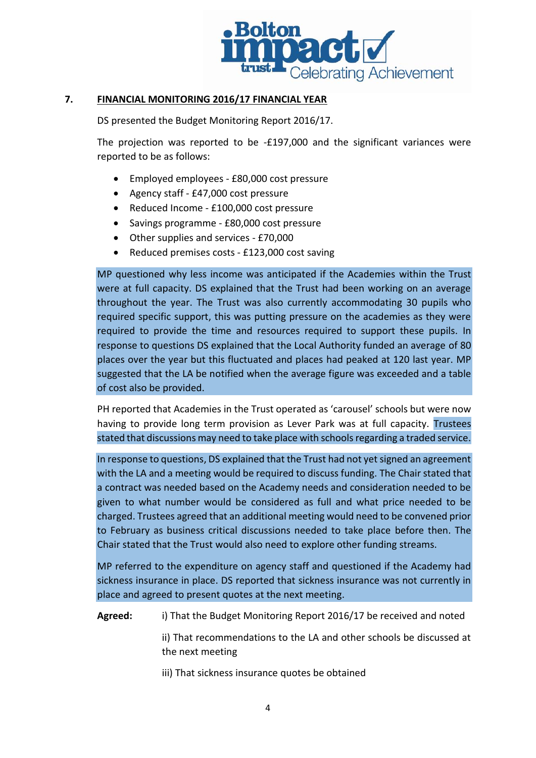## 7. FINANCIAL MONITORING 2016/17 FINANCIAL YEAR

DS presented the Budget Monitoring Report 2016/17.

The projection was reported to be -£197,000 and the significant variances were reported to be as follows:

- Employed employees - £80,000 cost pressure
- Agency staff - £47,000 cost pressure
- Reduced Income - £100,000 cost pressure
- Savings programme - £80,000 cost pressure
- Other supplies and services - £70,000
- Reduced premises costs - £123,000 cost saving

MP questioned why less income was anticipated if the Academies within the Trust were at full capacity. DS explained that the Trust had been working on an average throughout the year. The Trust was also currently accommodating 30 pupils who required specific support, this was putting pressure on the academies as they were required to provide the time and resources required to support these pupils. In response to questions DS explained that the Local Authority funded an average of 80 places over the year but this fluctuated and places had peaked at 120 last year. MP suggested that the LA be notified when the average figure was exceeded and a table of cost also be provided.

PH reported that Academies in the Trust operated as 'carousel' schools but were now having to provide long term provision as Lever Park was at full capacity. Trustees stated that discussions may need to take place with schools regarding a traded service.

In response to questions, DS explained that the Trust had not yet signed an agreement with the LA and a meeting would be required to discuss funding. The Chair stated that a contract was needed based on the Academy needs and consideration needed to be given to what number would be considered as full and what price needed to be charged. Trustees agreed that an additional meeting would need to be convened prior to February as business critical discussions needed to take place before then. The Chair stated that the Trust would also need to explore other funding streams.

MP referred to the expenditure on agency staff and questioned if the Academy had sickness insurance in place. DS reported that sickness insurance was not currently in place and agreed to present quotes at the next meeting.

**Agreed:** i) That the Budget Monitoring Report 2016/17 be received and noted

ii) That recommendations to the LA and other schools be discussed at the next meeting

iii) That sickness insurance quotes be obtained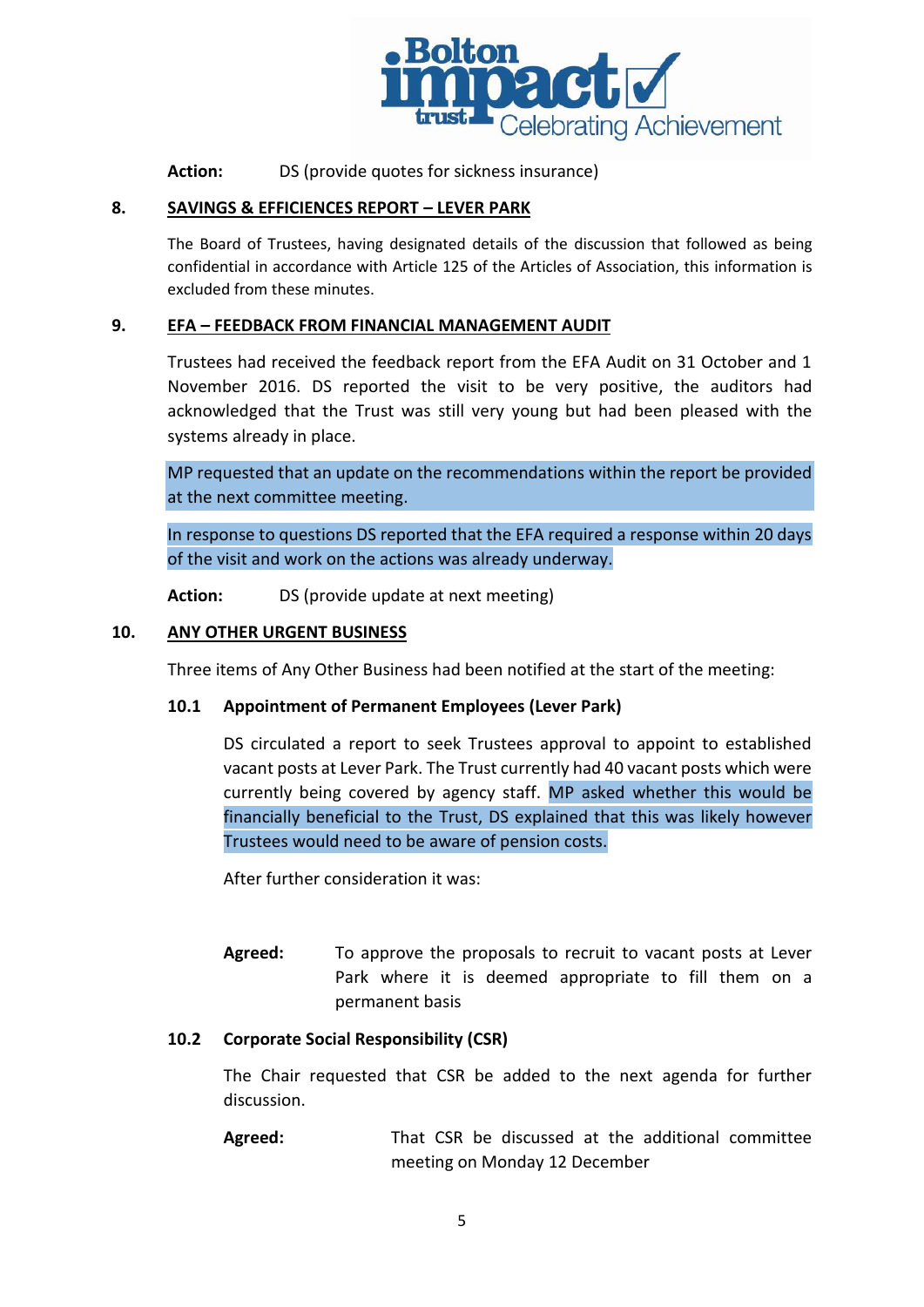**Action:** DS (provide quotes for sickness insurance)

## 8. SAVINGS & EFFICIENCES REPORT – LEVER PARK

The Board of Trustees, having designated details of the discussion that followed as being confidential in accordance with Article 125 of the Articles of Association, this information is excluded from these minutes.

## 9. EFA – FEEDBACK FROM FINANCIAL MANAGEMENT AUDIT

Trustees had received the feedback report from the EFA Audit on 31 October and 1 November 2016. DS reported the visit to be very positive, the auditors had acknowledged that the Trust was still very young but had been pleased with the systems already in place.

MP requested that an update on the recommendations within the report be provided at the next committee meeting.

In response to questions DS reported that the EFA required a response within 20 days of the visit and work on the actions was already underway.

**Action:** DS (provide update at next meeting)

## 10. ANY OTHER URGENT BUSINESS

Three items of Any Other Business had been notified at the start of the meeting:

### 10.1 Appointment of Permanent Employees (Lever Park)

DS circulated a report to seek Trustees approval to appoint to established vacant posts at Lever Park. The Trust currently had 40 vacant posts which were currently being covered by agency staff. MP asked whether this would be financially beneficial to the Trust, DS explained that this was likely however Trustees would need to be aware of pension costs.

After further consideration it was:

**Agreed:** To approve the proposals to recruit to vacant posts at Lever Park where it is deemed appropriate to fill them on a permanent basis

### 10.2 Corporate Social Responsibility (CSR)

The Chair requested that CSR be added to the next agenda for further discussion.

**Agreed:** That CSR be discussed at the additional committee meeting on Monday 12 December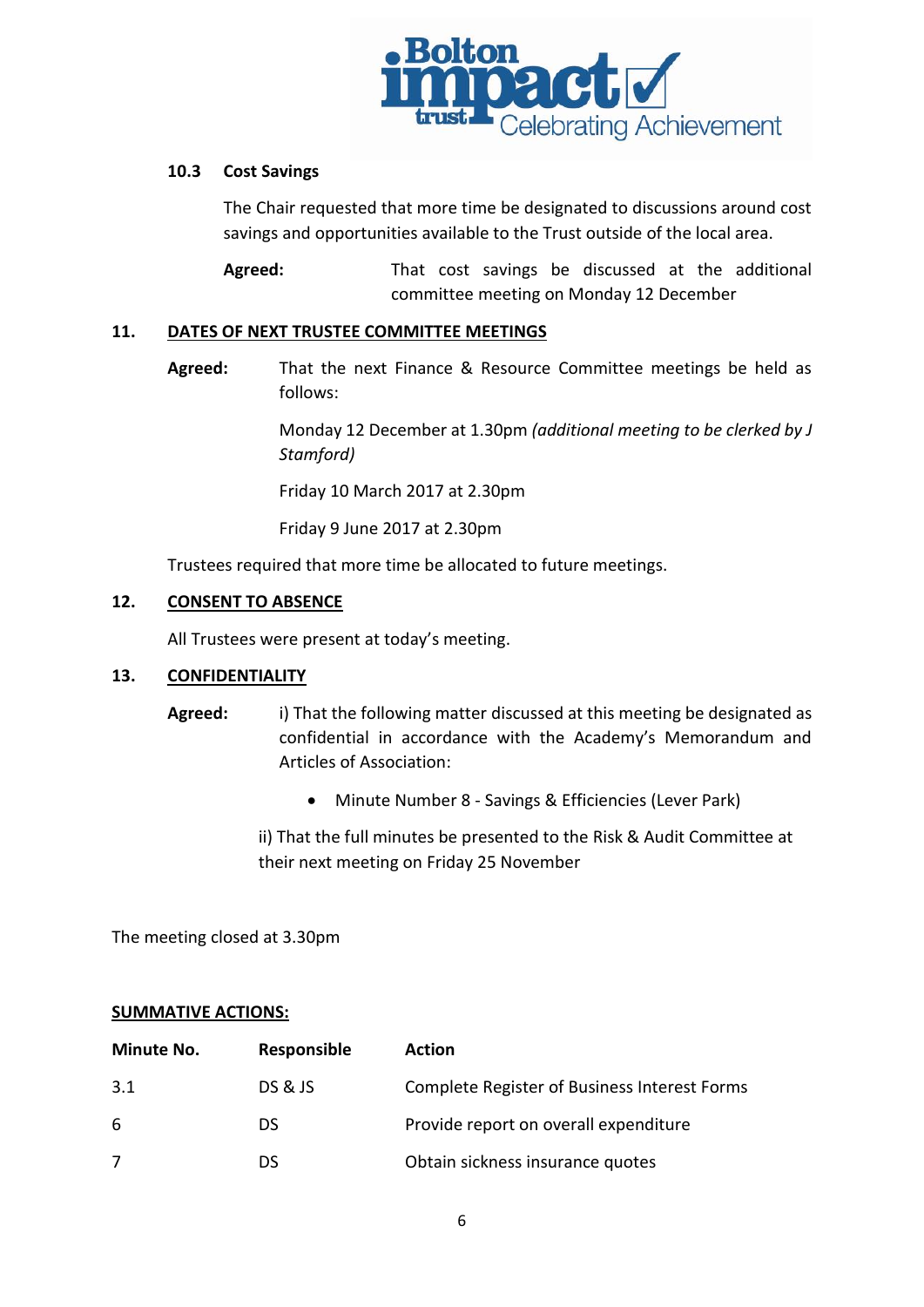### 10.3 Cost Savings

The Chair requested that more time be designated to discussions around cost savings and opportunities available to the Trust outside of the local area.

**Agreed:** That cost savings be discussed at the additional committee meeting on Monday 12 December

## 11. DATES OF NEXT TRUSTEE COMMITTEE MEETINGS

**Agreed:** That the next Finance & Resource Committee meetings be held as follows:

Monday 12 December at 1.30pm *(additional meeting to be clerked by J Stamford)*

Friday 10 March 2017 at 2.30pm

Friday 9 June 2017 at 2.30pm

Trustees required that more time be allocated to future meetings.

## 12. CONSENT TO ABSENCE

All Trustees were present at today's meeting.

## 13. CONFIDENTIALITY

**Agreed:** i) That the following matter discussed at this meeting be designated as confidential in accordance with the Academy's Memorandum and Articles of Association:

- Minute Number 8 - Savings & Efficiencies (Lever Park)

ii) That the full minutes be presented to the Risk & Audit Committee at their next meeting on Friday 25 November

The meeting closed at 3.30pm

**SUMMATIVE ACTIONS:**

| Minute No. | Responsible | Action |
|---|---|---|
| 3.1 | DS & JS | Complete Register of Business Interest Forms |
| 6 | DS | Provide report on overall expenditure |
| 7 | DS | Obtain sickness insurance quotes |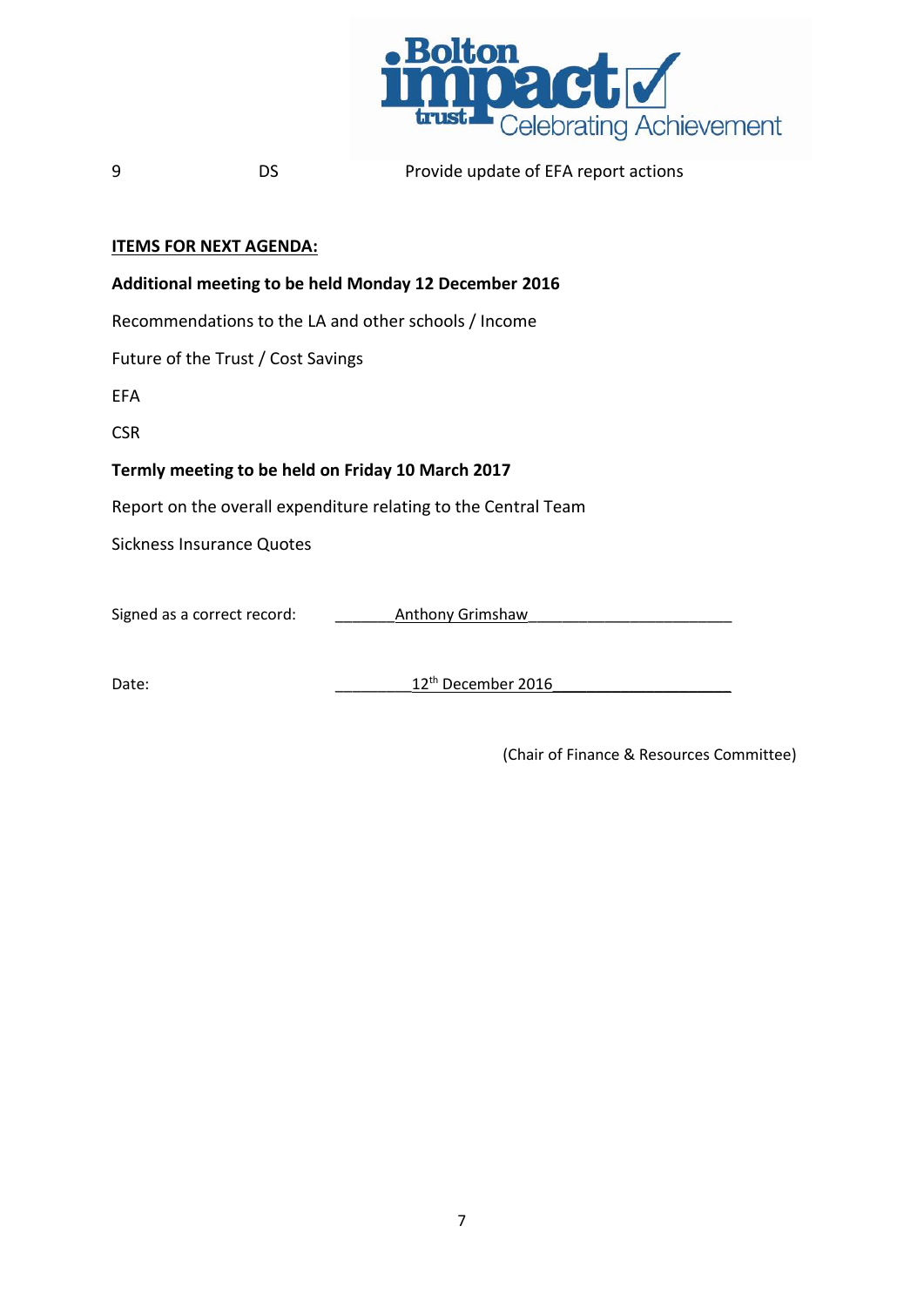| | | |
|---|---|---|
| 9 | DS | Provide update of EFA report actions |

**ITEMS FOR NEXT AGENDA:**

**Additional meeting to be held Monday 12 December 2016**

Recommendations to the LA and other schools / Income

Future of the Trust / Cost Savings

EFA

CSR

**Termly meeting to be held on Friday 10 March 2017**

Report on the overall expenditure relating to the Central Team

Sickness Insurance Quotes

Signed as a correct record: _______Anthony Grimshaw________________________

Date: _________12th December 2016____________________

(Chair of Finance & Resources Committee)